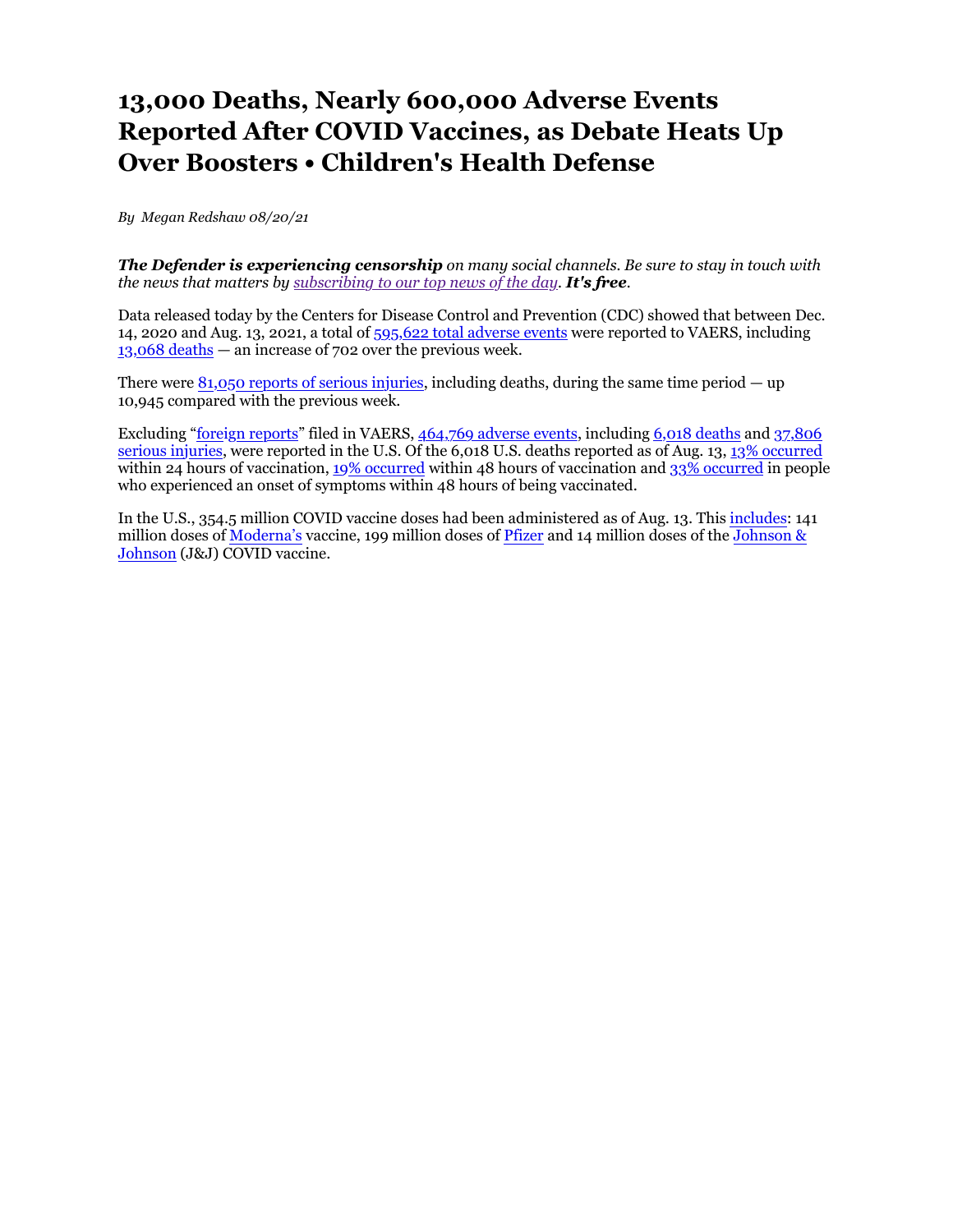# 13,000 Deaths, Nearly 600,000 Adverse Events Reported After COVID Vaccines, as Debate Heats Up Over Boosters • Children's Health Defense

*By Megan Redshaw 08/20/21*

***The Defender is experiencing censorship*** *on many social channels. Be sure to stay in touch with the news that matters by subscribing to our top news of the day.* ***It's free****.*

Data released today by the Centers for Disease Control and Prevention (CDC) showed that between Dec. 14, 2020 and Aug. 13, 2021, a total of 595,622 total adverse events were reported to VAERS, including 13,068 deaths — an increase of 702 over the previous week.

There were 81,050 reports of serious injuries, including deaths, during the same time period — up 10,945 compared with the previous week.

Excluding "foreign reports" filed in VAERS, 464,769 adverse events, including 6,018 deaths and 37,806 serious injuries, were reported in the U.S. Of the 6,018 U.S. deaths reported as of Aug. 13, 13% occurred within 24 hours of vaccination, 19% occurred within 48 hours of vaccination and 33% occurred in people who experienced an onset of symptoms within 48 hours of being vaccinated.

In the U.S., 354.5 million COVID vaccine doses had been administered as of Aug. 13. This includes: 141 million doses of Moderna's vaccine, 199 million doses of Pfizer and 14 million doses of the Johnson & Johnson (J&J) COVID vaccine.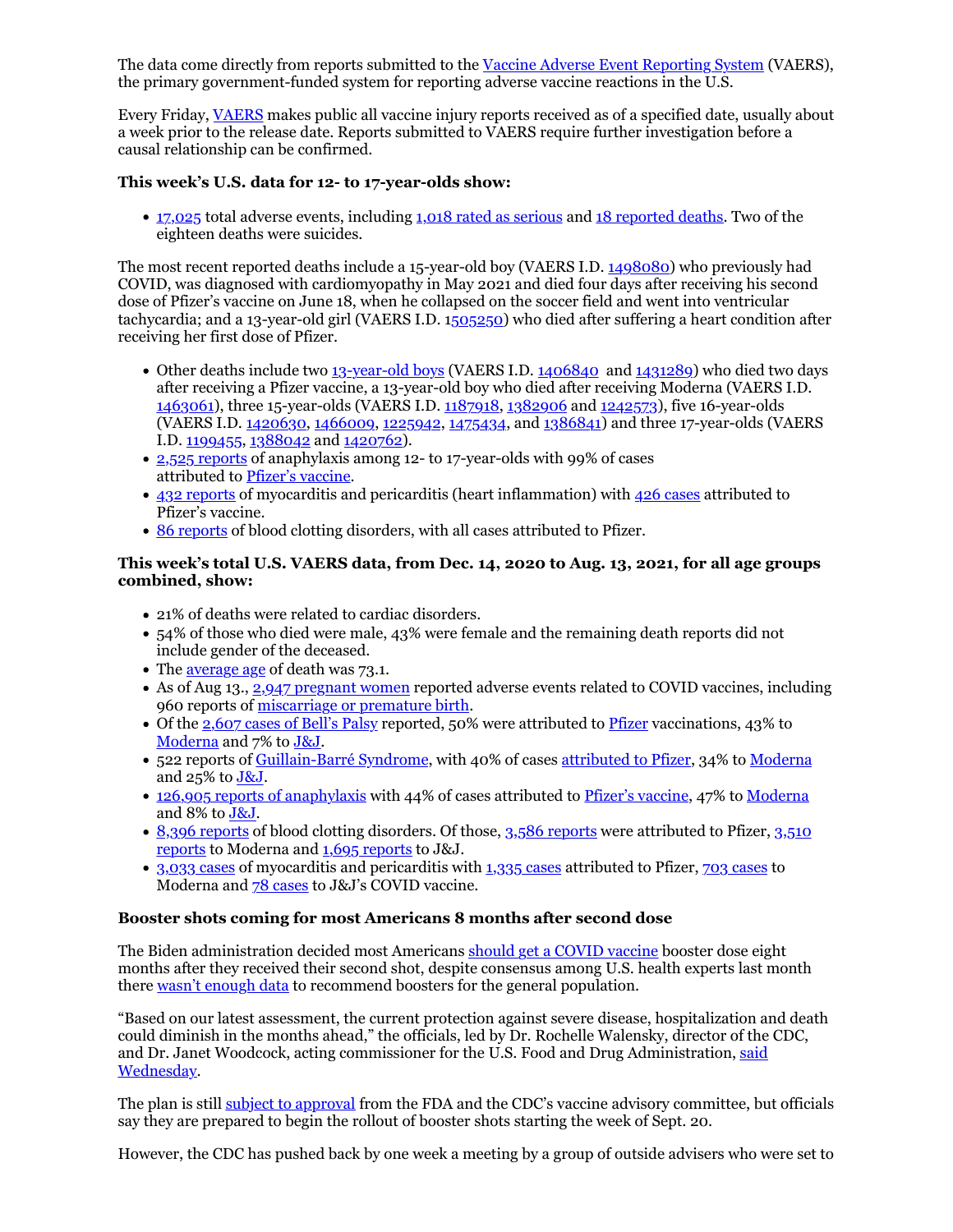The data come directly from reports submitted to the Vaccine Adverse Event Reporting System (VAERS), the primary government-funded system for reporting adverse vaccine reactions in the U.S.

Every Friday, VAERS makes public all vaccine injury reports received as of a specified date, usually about a week prior to the release date. Reports submitted to VAERS require further investigation before a causal relationship can be confirmed.

**This week's U.S. data for 12- to 17-year-olds show:**

- 17,025 total adverse events, including 1,018 rated as serious and 18 reported deaths. Two of the eighteen deaths were suicides.

The most recent reported deaths include a 15-year-old boy (VAERS I.D. 1498080) who previously had COVID, was diagnosed with cardiomyopathy in May 2021 and died four days after receiving his second dose of Pfizer's vaccine on June 18, when he collapsed on the soccer field and went into ventricular tachycardia; and a 13-year-old girl (VAERS I.D. 1505250) who died after suffering a heart condition after receiving her first dose of Pfizer.

- Other deaths include two 13-year-old boys (VAERS I.D. 1406840 and 1431289) who died two days after receiving a Pfizer vaccine, a 13-year-old boy who died after receiving Moderna (VAERS I.D. 1463061), three 15-year-olds (VAERS I.D. 1187918, 1382906 and 1242573), five 16-year-olds (VAERS I.D. 1420630, 1466009, 1225942, 1475434, and 1386841) and three 17-year-olds (VAERS I.D. 1199455, 1388042 and 1420762).
- 2,525 reports of anaphylaxis among 12- to 17-year-olds with 99% of cases attributed to Pfizer's vaccine.
- 432 reports of myocarditis and pericarditis (heart inflammation) with 426 cases attributed to Pfizer's vaccine.
- 86 reports of blood clotting disorders, with all cases attributed to Pfizer.

**This week's total U.S. VAERS data, from Dec. 14, 2020 to Aug. 13, 2021, for all age groups combined, show:**

- 21% of deaths were related to cardiac disorders.
- 54% of those who died were male, 43% were female and the remaining death reports did not include gender of the deceased.
- The average age of death was 73.1.
- As of Aug 13., 2,947 pregnant women reported adverse events related to COVID vaccines, including 960 reports of miscarriage or premature birth.
- Of the 2,607 cases of Bell's Palsy reported, 50% were attributed to Pfizer vaccinations, 43% to Moderna and 7% to J&J.
- 522 reports of Guillain-Barré Syndrome, with 40% of cases attributed to Pfizer, 34% to Moderna and 25% to J&J.
- 126,905 reports of anaphylaxis with 44% of cases attributed to Pfizer's vaccine, 47% to Moderna and 8% to J&J.
- 8,396 reports of blood clotting disorders. Of those, 3,586 reports were attributed to Pfizer, 3,510 reports to Moderna and 1,695 reports to J&J.
- 3,033 cases of myocarditis and pericarditis with 1,335 cases attributed to Pfizer, 703 cases to Moderna and 78 cases to J&J's COVID vaccine.

**Booster shots coming for most Americans 8 months after second dose**

The Biden administration decided most Americans should get a COVID vaccine booster dose eight months after they received their second shot, despite consensus among U.S. health experts last month there wasn't enough data to recommend boosters for the general population.

"Based on our latest assessment, the current protection against severe disease, hospitalization and death could diminish in the months ahead," the officials, led by Dr. Rochelle Walensky, director of the CDC, and Dr. Janet Woodcock, acting commissioner for the U.S. Food and Drug Administration, said Wednesday.

The plan is still subject to approval from the FDA and the CDC's vaccine advisory committee, but officials say they are prepared to begin the rollout of booster shots starting the week of Sept. 20.

However, the CDC has pushed back by one week a meeting by a group of outside advisers who were set to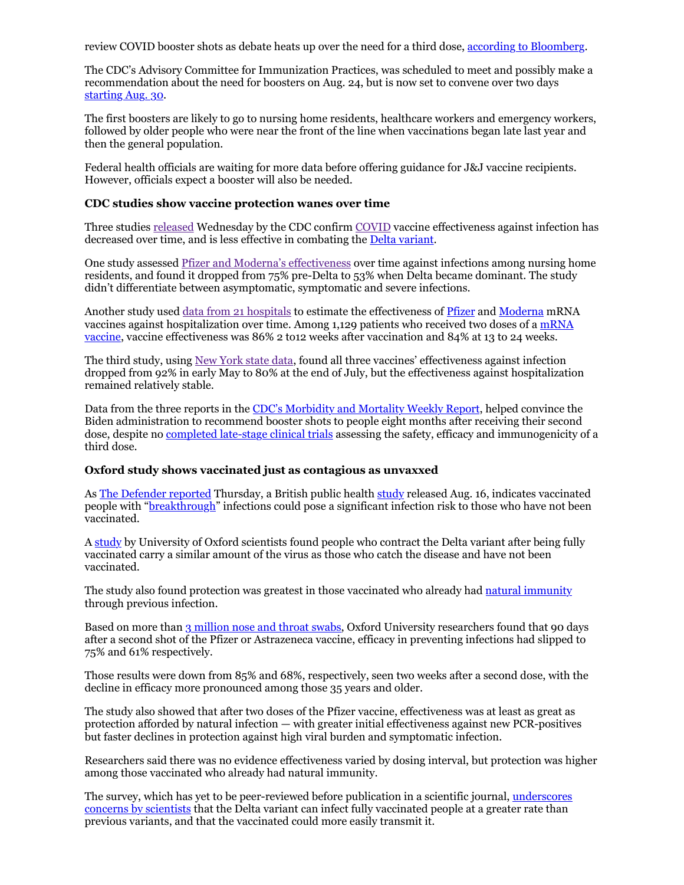review COVID booster shots as debate heats up over the need for a third dose, according to Bloomberg.

The CDC's Advisory Committee for Immunization Practices, was scheduled to meet and possibly make a recommendation about the need for boosters on Aug. 24, but is now set to convene over two days starting Aug. 30.

The first boosters are likely to go to nursing home residents, healthcare workers and emergency workers, followed by older people who were near the front of the line when vaccinations began late last year and then the general population.

Federal health officials are waiting for more data before offering guidance for J&J vaccine recipients. However, officials expect a booster will also be needed.

**CDC studies show vaccine protection wanes over time**

Three studies released Wednesday by the CDC confirm COVID vaccine effectiveness against infection has decreased over time, and is less effective in combating the Delta variant.

One study assessed Pfizer and Moderna's effectiveness over time against infections among nursing home residents, and found it dropped from 75% pre-Delta to 53% when Delta became dominant. The study didn't differentiate between asymptomatic, symptomatic and severe infections.

Another study used data from 21 hospitals to estimate the effectiveness of Pfizer and Moderna mRNA vaccines against hospitalization over time. Among 1,129 patients who received two doses of a mRNA vaccine, vaccine effectiveness was 86% 2 to12 weeks after vaccination and 84% at 13 to 24 weeks.

The third study, using New York state data, found all three vaccines' effectiveness against infection dropped from 92% in early May to 80% at the end of July, but the effectiveness against hospitalization remained relatively stable.

Data from the three reports in the CDC's Morbidity and Mortality Weekly Report, helped convince the Biden administration to recommend booster shots to people eight months after receiving their second dose, despite no completed late-stage clinical trials assessing the safety, efficacy and immunogenicity of a third dose.

**Oxford study shows vaccinated just as contagious as unvaxxed**

As The Defender reported Thursday, a British public health study released Aug. 16, indicates vaccinated people with "breakthrough" infections could pose a significant infection risk to those who have not been vaccinated.

A study by University of Oxford scientists found people who contract the Delta variant after being fully vaccinated carry a similar amount of the virus as those who catch the disease and have not been vaccinated.

The study also found protection was greatest in those vaccinated who already had natural immunity through previous infection.

Based on more than 3 million nose and throat swabs, Oxford University researchers found that 90 days after a second shot of the Pfizer or Astrazeneca vaccine, efficacy in preventing infections had slipped to 75% and 61% respectively.

Those results were down from 85% and 68%, respectively, seen two weeks after a second dose, with the decline in efficacy more pronounced among those 35 years and older.

The study also showed that after two doses of the Pfizer vaccine, effectiveness was at least as great as protection afforded by natural infection — with greater initial effectiveness against new PCR-positives but faster declines in protection against high viral burden and symptomatic infection.

Researchers said there was no evidence effectiveness varied by dosing interval, but protection was higher among those vaccinated who already had natural immunity.

The survey, which has yet to be peer-reviewed before publication in a scientific journal, underscores concerns by scientists that the Delta variant can infect fully vaccinated people at a greater rate than previous variants, and that the vaccinated could more easily transmit it.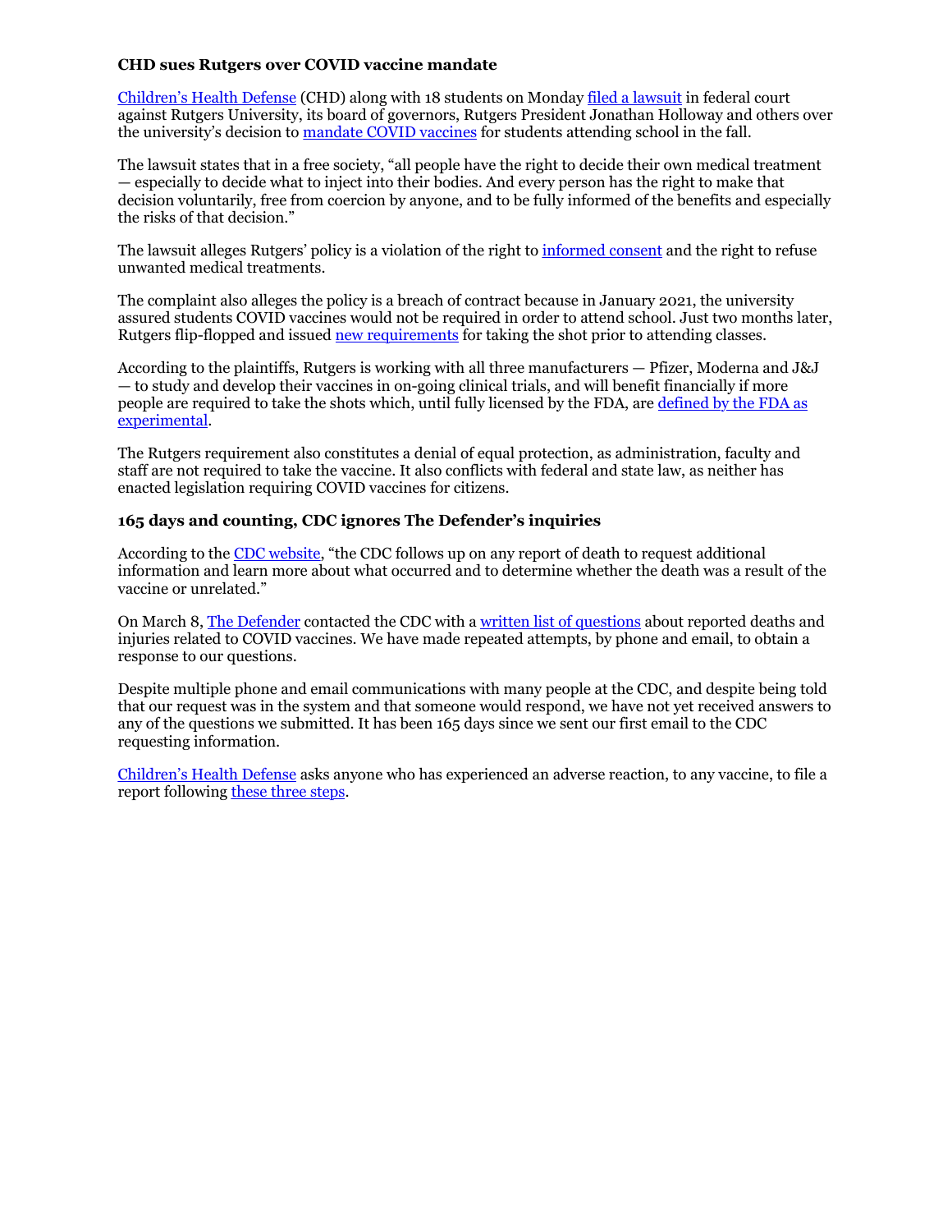### CHD sues Rutgers over COVID vaccine mandate

Children's Health Defense (CHD) along with 18 students on Monday filed a lawsuit in federal court against Rutgers University, its board of governors, Rutgers President Jonathan Holloway and others over the university's decision to mandate COVID vaccines for students attending school in the fall.

The lawsuit states that in a free society, "all people have the right to decide their own medical treatment — especially to decide what to inject into their bodies. And every person has the right to make that decision voluntarily, free from coercion by anyone, and to be fully informed of the benefits and especially the risks of that decision."

The lawsuit alleges Rutgers' policy is a violation of the right to informed consent and the right to refuse unwanted medical treatments.

The complaint also alleges the policy is a breach of contract because in January 2021, the university assured students COVID vaccines would not be required in order to attend school. Just two months later, Rutgers flip-flopped and issued new requirements for taking the shot prior to attending classes.

According to the plaintiffs, Rutgers is working with all three manufacturers — Pfizer, Moderna and J&J — to study and develop their vaccines in on-going clinical trials, and will benefit financially if more people are required to take the shots which, until fully licensed by the FDA, are defined by the FDA as experimental.

The Rutgers requirement also constitutes a denial of equal protection, as administration, faculty and staff are not required to take the vaccine. It also conflicts with federal and state law, as neither has enacted legislation requiring COVID vaccines for citizens.

### 165 days and counting, CDC ignores The Defender's inquiries

According to the CDC website, "the CDC follows up on any report of death to request additional information and learn more about what occurred and to determine whether the death was a result of the vaccine or unrelated."

On March 8, The Defender contacted the CDC with a written list of questions about reported deaths and injuries related to COVID vaccines. We have made repeated attempts, by phone and email, to obtain a response to our questions.

Despite multiple phone and email communications with many people at the CDC, and despite being told that our request was in the system and that someone would respond, we have not yet received answers to any of the questions we submitted. It has been 165 days since we sent our first email to the CDC requesting information.

Children's Health Defense asks anyone who has experienced an adverse reaction, to any vaccine, to file a report following these three steps.